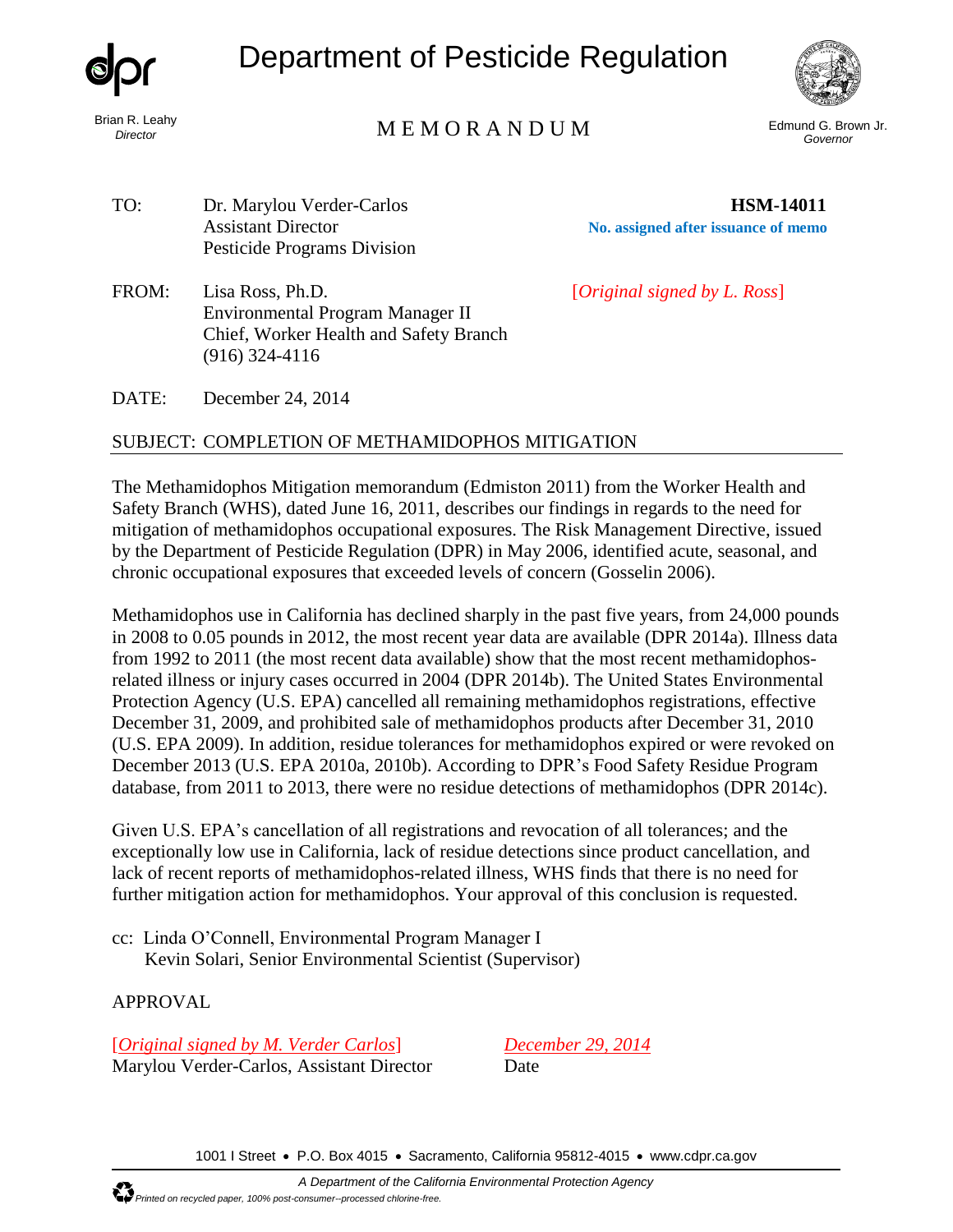# Department of Pesticide Regulation

Brian R. Leahy
*Director*

Edmund G. Brown Jr.
*Governor*

## MEMORANDUM

TO: Dr. Marylou Verder-Carlos
Assistant Director
Pesticide Programs Division

**HSM-14011**
**No. assigned after issuance of memo**

FROM: Lisa Ross, Ph.D.
Environmental Program Manager II
Chief, Worker Health and Safety Branch
(916) 324-4116

[*Original signed by L. Ross*]

DATE: December 24, 2014

SUBJECT: COMPLETION OF METHAMIDOPHOS MITIGATION

The Methamidophos Mitigation memorandum (Edmiston 2011) from the Worker Health and Safety Branch (WHS), dated June 16, 2011, describes our findings in regards to the need for mitigation of methamidophos occupational exposures. The Risk Management Directive, issued by the Department of Pesticide Regulation (DPR) in May 2006, identified acute, seasonal, and chronic occupational exposures that exceeded levels of concern (Gosselin 2006).

Methamidophos use in California has declined sharply in the past five years, from 24,000 pounds in 2008 to 0.05 pounds in 2012, the most recent year data are available (DPR 2014a). Illness data from 1992 to 2011 (the most recent data available) show that the most recent methamidophos-related illness or injury cases occurred in 2004 (DPR 2014b). The United States Environmental Protection Agency (U.S. EPA) cancelled all remaining methamidophos registrations, effective December 31, 2009, and prohibited sale of methamidophos products after December 31, 2010 (U.S. EPA 2009). In addition, residue tolerances for methamidophos expired or were revoked on December 2013 (U.S. EPA 2010a, 2010b). According to DPR's Food Safety Residue Program database, from 2011 to 2013, there were no residue detections of methamidophos (DPR 2014c).

Given U.S. EPA's cancellation of all registrations and revocation of all tolerances; and the exceptionally low use in California, lack of residue detections since product cancellation, and lack of recent reports of methamidophos-related illness, WHS finds that there is no need for further mitigation action for methamidophos. Your approval of this conclusion is requested.

cc: Linda O'Connell, Environmental Program Manager I
Kevin Solari, Senior Environmental Scientist (Supervisor)

APPROVAL

[*Original signed by M. Verder Carlos*]
Marylou Verder-Carlos, Assistant Director

*December 29, 2014*
Date

1001 I Street • P.O. Box 4015 • Sacramento, California 95812-4015 • www.cdpr.ca.gov

*A Department of the California Environmental Protection Agency*

*Printed on recycled paper, 100% post-consumer--processed chlorine-free.*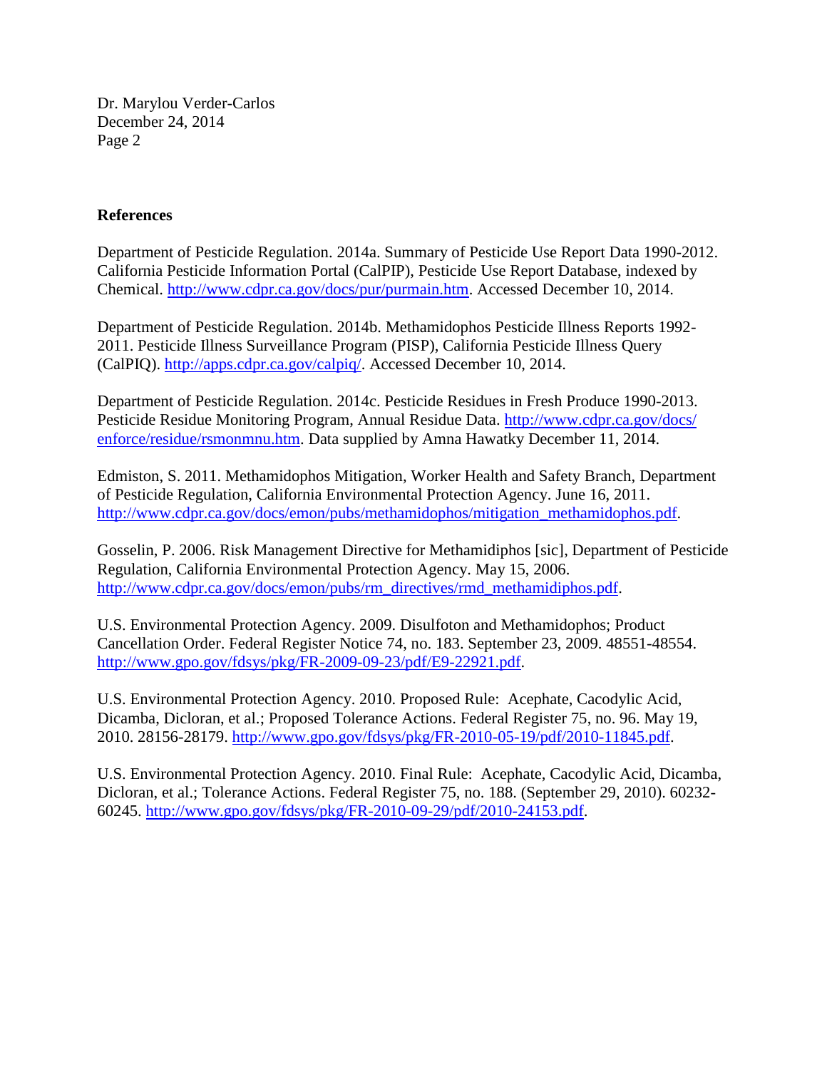## References

Department of Pesticide Regulation. 2014a. Summary of Pesticide Use Report Data 1990-2012. California Pesticide Information Portal (CalPIP), Pesticide Use Report Database, indexed by Chemical. http://www.cdpr.ca.gov/docs/pur/purmain.htm. Accessed December 10, 2014.

Department of Pesticide Regulation. 2014b. Methamidophos Pesticide Illness Reports 1992-2011. Pesticide Illness Surveillance Program (PISP), California Pesticide Illness Query (CalPIQ). http://apps.cdpr.ca.gov/calpiq/. Accessed December 10, 2014.

Department of Pesticide Regulation. 2014c. Pesticide Residues in Fresh Produce 1990-2013. Pesticide Residue Monitoring Program, Annual Residue Data. http://www.cdpr.ca.gov/docs/enforce/residue/rsmonmnu.htm. Data supplied by Amna Hawatky December 11, 2014.

Edmiston, S. 2011. Methamidophos Mitigation, Worker Health and Safety Branch, Department of Pesticide Regulation, California Environmental Protection Agency. June 16, 2011. http://www.cdpr.ca.gov/docs/emon/pubs/methamidophos/mitigation_methamidophos.pdf.

Gosselin, P. 2006. Risk Management Directive for Methamidiphos [sic], Department of Pesticide Regulation, California Environmental Protection Agency. May 15, 2006. http://www.cdpr.ca.gov/docs/emon/pubs/rm_directives/rmd_methamidiphos.pdf.

U.S. Environmental Protection Agency. 2009. Disulfoton and Methamidophos; Product Cancellation Order. Federal Register Notice 74, no. 183. September 23, 2009. 48551-48554. http://www.gpo.gov/fdsys/pkg/FR-2009-09-23/pdf/E9-22921.pdf.

U.S. Environmental Protection Agency. 2010. Proposed Rule: Acephate, Cacodylic Acid, Dicamba, Dicloran, et al.; Proposed Tolerance Actions. Federal Register 75, no. 96. May 19, 2010. 28156-28179. http://www.gpo.gov/fdsys/pkg/FR-2010-05-19/pdf/2010-11845.pdf.

U.S. Environmental Protection Agency. 2010. Final Rule: Acephate, Cacodylic Acid, Dicamba, Dicloran, et al.; Tolerance Actions. Federal Register 75, no. 188. (September 29, 2010). 60232-60245. http://www.gpo.gov/fdsys/pkg/FR-2010-09-29/pdf/2010-24153.pdf.